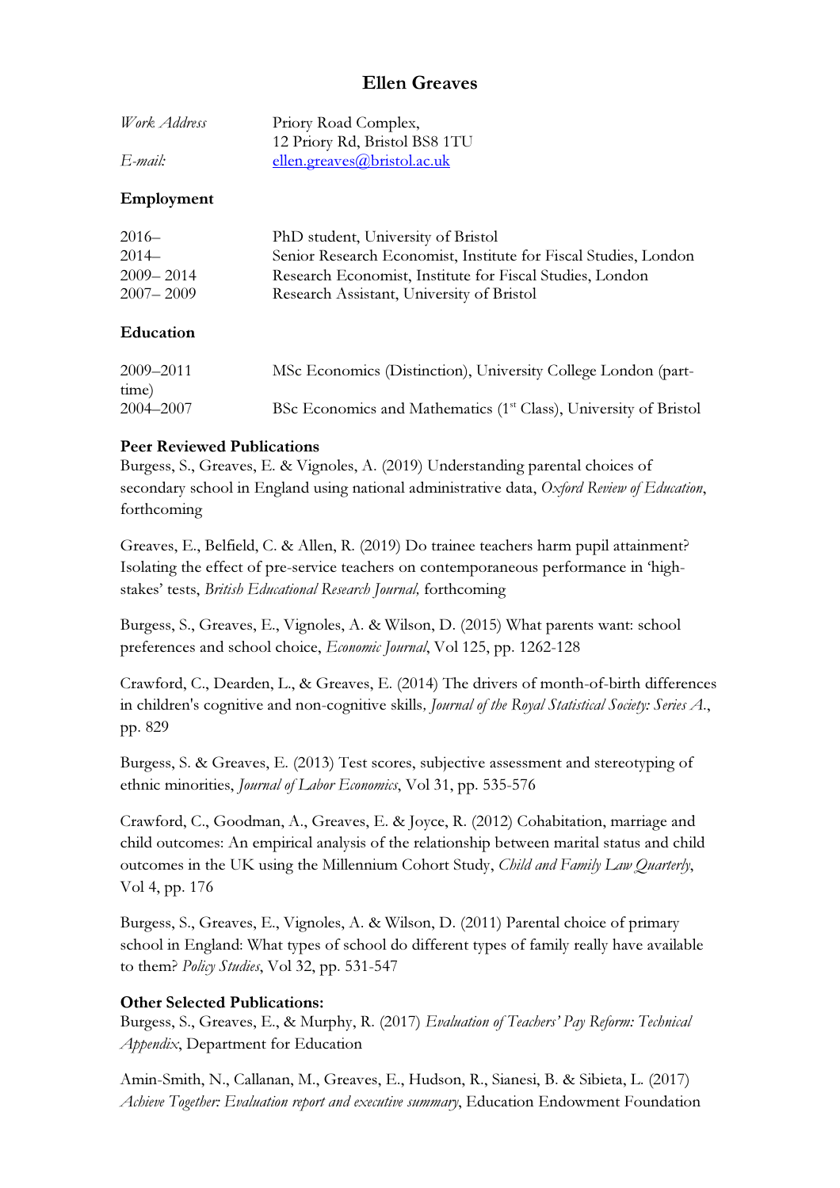# Ellen Greaves

| | |
|---|---|
| *Work Address* | Priory Road Complex, 12 Priory Rd, Bristol BS8 1TU |
| *E-mail:* | ellen.greaves@bristol.ac.uk |

## Employment

| | |
|---|---|
| 2016– | PhD student, University of Bristol |
| 2014– | Senior Research Economist, Institute for Fiscal Studies, London |
| 2009– 2014 | Research Economist, Institute for Fiscal Studies, London |
| 2007– 2009 | Research Assistant, University of Bristol |

## Education

| | |
|---|---|
| 2009–2011 | MSc Economics (Distinction), University College London (part-time) |
| 2004–2007 | BSc Economics and Mathematics (1st Class), University of Bristol |

## Peer Reviewed Publications

Burgess, S., Greaves, E. & Vignoles, A. (2019) Understanding parental choices of secondary school in England using national administrative data, *Oxford Review of Education*, forthcoming

Greaves, E., Belfield, C. & Allen, R. (2019) Do trainee teachers harm pupil attainment? Isolating the effect of pre-service teachers on contemporaneous performance in 'high-stakes' tests, *British Educational Research Journal,* forthcoming

Burgess, S., Greaves, E., Vignoles, A. & Wilson, D. (2015) What parents want: school preferences and school choice, *Economic Journal*, Vol 125, pp. 1262-128

Crawford, C., Dearden, L., & Greaves, E. (2014) The drivers of month-of-birth differences in children's cognitive and non-cognitive skills*, Journal of the Royal Statistical Society: Series A.*, pp. 829

Burgess, S. & Greaves, E. (2013) Test scores, subjective assessment and stereotyping of ethnic minorities, *Journal of Labor Economics*, Vol 31, pp. 535-576

Crawford, C., Goodman, A., Greaves, E. & Joyce, R. (2012) Cohabitation, marriage and child outcomes: An empirical analysis of the relationship between marital status and child outcomes in the UK using the Millennium Cohort Study, *Child and Family Law Quarterly*, Vol 4, pp. 176

Burgess, S., Greaves, E., Vignoles, A. & Wilson, D. (2011) Parental choice of primary school in England: What types of school do different types of family really have available to them? *Policy Studies*, Vol 32, pp. 531-547

## Other Selected Publications:

Burgess, S., Greaves, E., & Murphy, R. (2017) *Evaluation of Teachers' Pay Reform: Technical Appendix*, Department for Education

Amin-Smith, N., Callanan, M., Greaves, E., Hudson, R., Sianesi, B. & Sibieta, L. (2017) *Achieve Together: Evaluation report and executive summary*, Education Endowment Foundation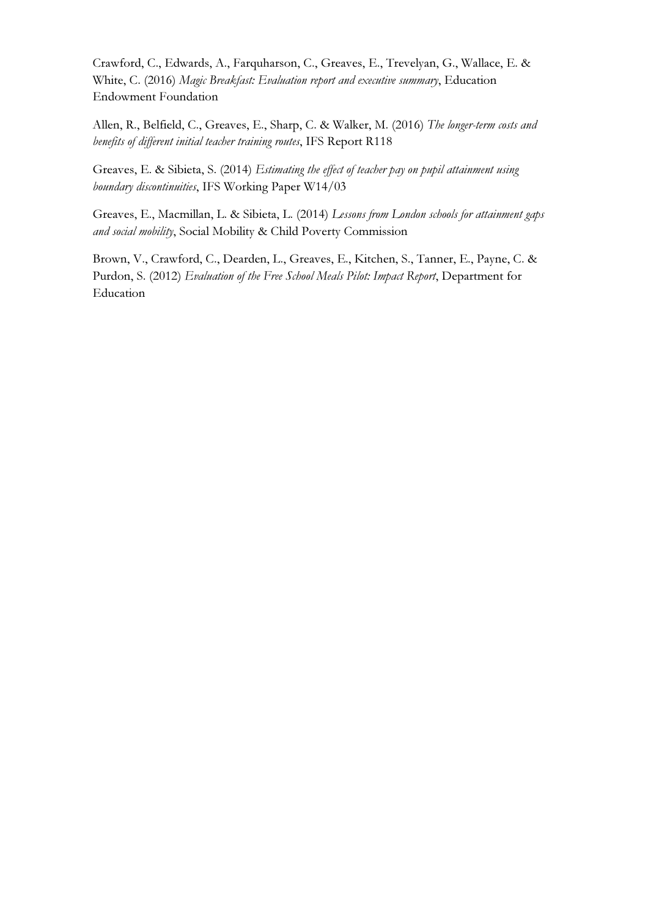Crawford, C., Edwards, A., Farquharson, C., Greaves, E., Trevelyan, G., Wallace, E. & White, C. (2016) *Magic Breakfast: Evaluation report and executive summary*, Education Endowment Foundation

Allen, R., Belfield, C., Greaves, E., Sharp, C. & Walker, M. (2016) *The longer-term costs and benefits of different initial teacher training routes*, IFS Report R118

Greaves, E. & Sibieta, S. (2014) *Estimating the effect of teacher pay on pupil attainment using boundary discontinuities*, IFS Working Paper W14/03

Greaves, E., Macmillan, L. & Sibieta, L. (2014) *Lessons from London schools for attainment gaps and social mobility*, Social Mobility & Child Poverty Commission

Brown, V., Crawford, C., Dearden, L., Greaves, E., Kitchen, S., Tanner, E., Payne, C. & Purdon, S. (2012) *Evaluation of the Free School Meals Pilot: Impact Report*, Department for Education